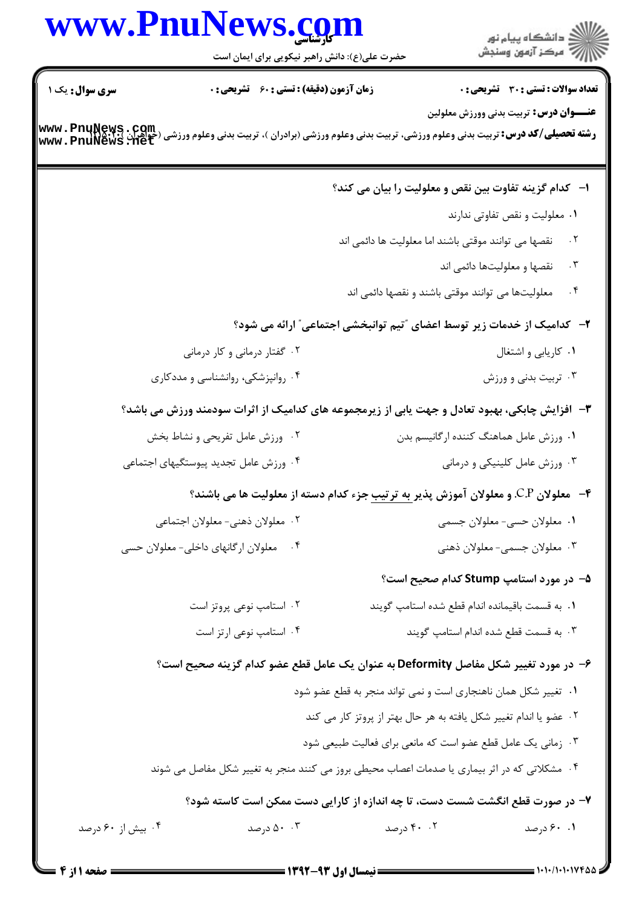**تعداد سوالات : تستی : ۳۰ تشریحی : ۰**　**زمان آزمون (دقیقه) : تستی : ۶۰ تشریحی : ۰**　**سری سوال :** یک ۱

**عنـــوان درس:** تربیت بدنی وورزش معلولین

**رشته تحصیلی/کد درس:** تربیت بدنی وعلوم ورزشی، تربیت بدنی وعلوم ورزشی (برادران )، تربیت بدنی وعلوم ورزشی (خواهران )۱۲۱۵۰۲۰

**۱- کدام گزینه تفاوت بین نقص و معلولیت را بیان می کند؟**

۱. معلولیت و نقص تفاوتی ندارند

۲. نقصها می توانند موقتی باشند اما معلولیت ها دائمی اند

۳. نقصها و معلولیتها دائمی اند

۴. معلولیتها می توانند موقتی باشند و نقصها دائمی اند

**۲- کدامیک از خدمات زیر توسط اعضای "تیم توانبخشی اجتماعی" ارائه می شود؟**

۱. کاریابی و اشتغال

۲. گفتار درمانی و کار درمانی

۳. تربیت بدنی و ورزش

۴. روانپزشکی، روانشناسی و مددکاری

**۳- افزایش چابکی، بهبود تعادل و جهت یابی از زیرمجموعه های کدامیک از اثرات سودمند ورزش می باشد؟**

۱. ورزش عامل هماهنگ کننده ارگانیسم بدن

۲. ورزش عامل تفریحی و نشاط بخش

۳. ورزش عامل کلینیکی و درمانی

۴. ورزش عامل تجدید پیوستگیهای اجتماعی

**۴- معلولان C.P. و معلولان آموزش پذیر به ترتیب جزء کدام دسته از معلولیت ها می باشند؟**

۱. معلولان حسی- معلولان جسمی

۲. معلولان ذهنی- معلولان اجتماعی

۳. معلولان جسمی- معلولان ذهنی

۴. معلولان ارگانهای داخلی- معلولان حسی

**۵- در مورد استامپ Stump کدام صحیح است؟**

۱. به قسمت باقیمانده اندام قطع شده استامپ گویند

۲. استامپ نوعی پروتز است

۳. به قسمت قطع شده اندام استامپ گویند

۴. استامپ نوعی ارتز است

**۶- در مورد تغییر شکل مفاصل Deformity به عنوان یک عامل قطع عضو کدام گزینه صحیح است؟**

۱. تغییر شکل همان ناهنجاری است و نمی تواند منجر به قطع عضو شود

۲. عضو یا اندام تغییر شکل یافته به هر حال بهتر از پروتز کار می کند

۳. زمانی یک عامل قطع عضو است که مانعی برای فعالیت طبیعی شود

۴. مشکلاتی که در اثر بیماری یا صدمات اعصاب محیطی بروز می کنند منجر به تغییر شکل مفاصل می شوند

**۷- در صورت قطع انگشت شست دست، تا چه اندازه از کارایی دست ممکن است کاسته شود؟**

۱. ۶۰ درصد

۲. ۴۰ درصد

۳. ۵۰ درصد

۴. بیش از ۶۰ درصد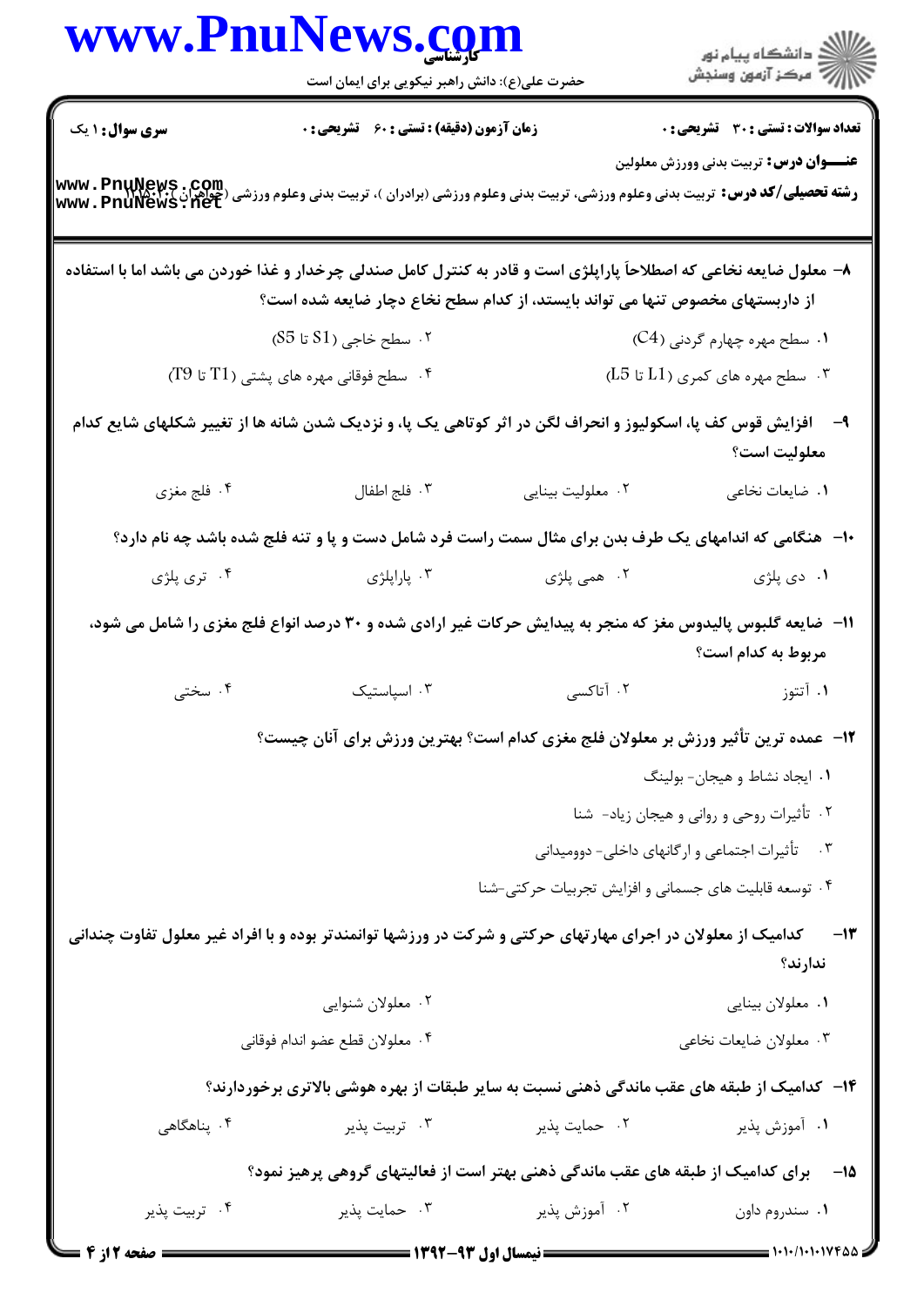**سری سوال:** ۱ یک | **زمان آزمون (دقیقه) : تستی :** ۶۰ **تشریحی :** ۰ | **تعداد سوالات : تستی :** ۳۰ **تشریحی :** ۰

**عنـــوان درس:** تربیت بدنی وورزش معلولین

**رشته تحصیلی/کد درس:** تربیت بدنی وعلوم ورزشی، تربیت بدنی وعلوم ورزشی (برادران )، تربیت بدنی وعلوم ورزشی (خواهران) ۱۲۱۵۰۱۰

۸– معلول ضایعه نخاعی که اصطلاحاً پاراپلژی است و قادر به کنترل کامل صندلی چرخدار و غذا خوردن می باشد اما با استفاده از داربستهای مخصوص تنها می تواند بایستد، از کدام سطح نخاع دچار ضایعه شده است؟

۱. سطح مهره چهارم گردنی (C4)

۲. سطح خاجی (S1 تا S5)

۳. سطح مهره های کمری (L1 تا L5)

۴. سطح فوقانی مهره های پشتی (T1 تا T9)

۹– افزایش قوس کف پا، اسکولیوز و انحراف لگن در اثر کوتاهی یک پا، و نزدیک شدن شانه ها از تغییر شکلهای شایع کدام معلولیت است؟

۱. ضایعات نخاعی

۲. معلولیت بینایی

۳. فلج اطفال

۴. فلج مغزی

۱۰– هنگامی که اندامهای یک طرف بدن برای مثال سمت راست فرد شامل دست و پا و تنه فلج شده باشد چه نام دارد؟

۱. دی پلژی

۲. همی پلژی

۳. پاراپلژی

۴. تری پلژی

۱۱– ضایعه گلبوس پالیدوس مغز که منجر به پیدایش حرکات غیر ارادی شده و ۳۰ درصد انواع فلج مغزی را شامل می شود، مربوط به کدام است؟

۱. آتتوز

۲. آتاکسی

۳. اسپاستیک

۴. سختی

۱۲– عمده ترین تأثیر ورزش بر معلولان فلج مغزی کدام است؟ بهترین ورزش برای آنان چیست؟

۱. ایجاد نشاط و هیجان- بولینگ

۲. تأثیرات روحی و روانی و هیجان زیاد- شنا

۳. تأثیرات اجتماعی و ارگانهای داخلی- دوومیدانی

۴. توسعه قابلیت های جسمانی و افزایش تجربیات حرکتی-شنا

۱۳– کدامیک از معلولان در اجرای مهارتهای حرکتی و شرکت در ورزشها توانمندتر بوده و با افراد غیر معلول تفاوت چندانی ندارند؟

۱. معلولان بینایی

۲. معلولان شنوایی

۳. معلولان ضایعات نخاعی

۴. معلولان قطع عضو اندام فوقانی

۱۴– کدامیک از طبقه های عقب ماندگی ذهنی نسبت به سایر طبقات از بهره هوشی بالاتری برخوردارند؟

۱. آموزش پذیر

۲. حمایت پذیر

۳. تربیت پذیر

۴. پناهگاهی

۱۵– برای کدامیک از طبقه های عقب ماندگی ذهنی بهتر است از فعالیتهای گروهی پرهیز نمود؟

۱. سندروم داون

۲. آموزش پذیر

۳. حمایت پذیر

۴. تربیت پذیر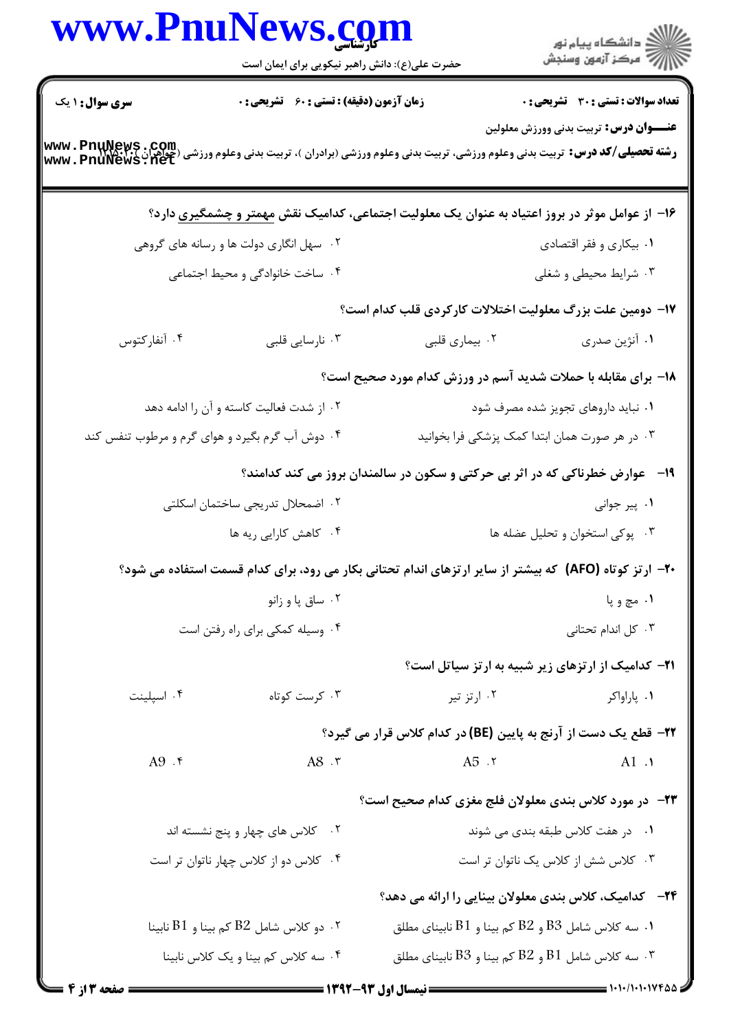**تعداد سوالات : تستی : ۳۰ تشریحی : ۰** | **زمان آزمون (دقیقه) : تستی : ۶۰ تشریحی : ۰** | **سری سوال : ۱ یک**

**عنــــوان درس:** تربیت بدنی وورزش معلولین

**رشته تحصیلی/کد درس:** تربیت بدنی وعلوم ورزشی، تربیت بدنی وعلوم ورزشی (برادران )، تربیت بدنی وعلوم ورزشی (خواهران) ۱۱۱۵۰۰۴

**۱۶- از عوامل موثر در بروز اعتیاد به عنوان یک معلولیت اجتماعی، کدامیک نقش مهمتر و چشمگیری دارد؟**

۱. بیکاری و فقر اقتصادی
۲. سهل انگاری دولت ها و رسانه های گروهی
۳. شرایط محیطی و شغلی
۴. ساخت خانوادگی و محیط اجتماعی

**۱۷- دومین علت بزرگ معلولیت اختلالات کارکردی قلب کدام است؟**

۱. آنژین صدری
۲. بیماری قلبی
۳. نارسایی قلبی
۴. آنفارکتوس

**۱۸- برای مقابله با حملات شدید آسم در ورزش کدام مورد صحیح است؟**

۱. نباید داروهای تجویز شده مصرف شود
۲. از شدت فعالیت کاسته و آن را ادامه دهد
۳. در هر صورت همان ابتدا کمک پزشکی فرا بخوانید
۴. دوش آب گرم بگیرد و هوای گرم و مرطوب تنفس کند

**۱۹- عوارض خطرناکی که در اثر بی حرکتی و سکون در سالمندان بروز می کند کدامند؟**

۱. پیر جوانی
۲. اضمحلال تدریجی ساختمان اسکلتی
۳. پوکی استخوان و تحلیل عضله ها
۴. کاهش کارایی ریه ها

**۲۰- ارتز کوتاه (AFO) که بیشتر از سایر ارتزهای اندام تحتانی بکار می رود، برای کدام قسمت استفاده می شود؟**

۱. مچ و پا
۲. ساق پا و زانو
۳. کل اندام تحتانی
۴. وسیله کمکی برای راه رفتن است

**۲۱- کدامیک از ارتزهای زیر شبیه به ارتز سیاتل است؟**

۱. پاراواکر
۲. ارتز تیر
۳. کرست کوتاه
۴. اسپلینت

**۲۲- قطع یک دست از آرنج به پایین (BE) در کدام کلاس قرار می گیرد؟**

۱. A1
۲. A5
۳. A8
۴. A9

**۲۳- در مورد کلاس بندی معلولان فلج مغزی کدام صحیح است؟**

۱. در هفت کلاس طبقه بندی می شوند
۲. کلاس های چهار و پنج نشسته اند
۳. کلاس شش از کلاس یک ناتوان تر است
۴. کلاس دو از کلاس چهار ناتوان تر است

**۲۴- کدامیک، کلاس بندی معلولان بینایی را ارائه می دهد؟**

۱. سه کلاس شامل B3 و B2 کم بینا و B1 نابینای مطلق
۲. دو کلاس شامل B2 کم بینا و B1 نابینا
۳. سه کلاس شامل B1 و B2 کم بینا و B3 نابینای مطلق
۴. سه کلاس کم بینا و یک کلاس نابینا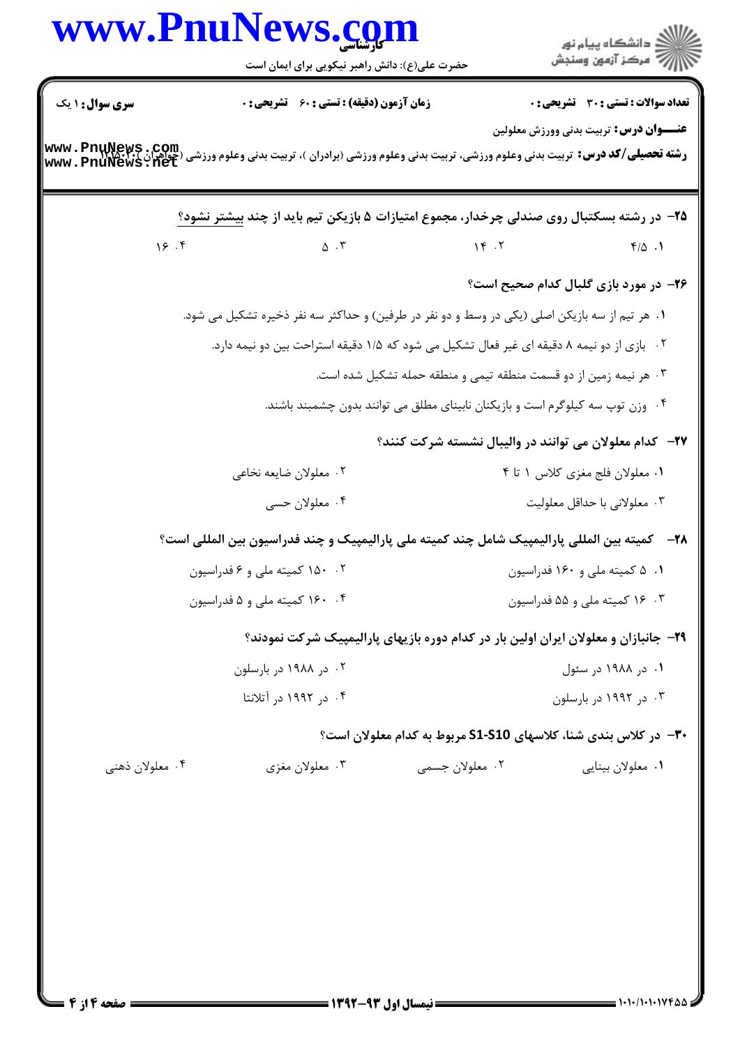**سری سوال:** ۱ یک

**زمان آزمون (دقیقه) : تستی : ۶۰ تشریحی : ۰**

**تعداد سوالات : تستی : ۳۰ تشریحی : ۰**

**عنـــوان درس:** تربیت بدنی وورزش معلولین

**رشته تحصیلی/کد درس:** تربیت بدنی وعلوم ورزشی، تربیت بدنی وعلوم ورزشی (برادران )، تربیت بدنی وعلوم ورزشی (خواهران )۱۱۱۵۰۲۰

۲۵- در رشته بسکتبال روی صندلی چرخدار، مجموع امتیازات ۵ بازیکن تیم باید از چند بیشتر نشود؟

۱. ۴/۵
۲. ۱۴
۳. ۵
۴. ۱۶

۲۶- در مورد بازی گلبال کدام صحیح است؟

۱. هر تیم از سه بازیکن اصلی (یکی در وسط و دو نفر در طرفین) و حداکثر سه نفر ذخیره تشکیل می شود.
۲. بازی از دو نیمه ۸ دقیقه ای غیر فعال تشکیل می شود که ۱/۵ دقیقه استراحت بین دو نیمه دارد.
۳. هر نیمه زمین از دو قسمت منطقه تیمی و منطقه حمله تشکیل شده است.
۴. وزن توپ سه کیلوگرم است و بازیکنان نابینای مطلق می توانند بدون چشمبند باشند.

۲۷- کدام معلولان می توانند در والیبال نشسته شرکت کنند؟

۱. معلولان فلج مغزی کلاس ۱ تا ۴
۲. معلولان ضایعه نخاعی
۳. معلولانی با حداقل معلولیت
۴. معلولان حسی

۲۸- کمیته بین المللی پارالیمپیک شامل چند کمیته ملی پارالیمپیک و چند فدراسیون بین المللی است؟

۱. ۵ کمیته ملی و ۱۶۰ فدراسیون
۲. ۱۵۰ کمیته ملی و ۶ فدراسیون
۳. ۱۶ کمیته ملی و ۵۵ فدراسیون
۴. ۱۶۰ کمیته ملی و ۵ فدراسیون

۲۹- جانبازان و معلولان ایران اولین بار در کدام دوره بازیهای پارالیمپیک شرکت نمودند؟

۱. در ۱۹۸۸ در سئول
۲. در ۱۹۸۸ در بارسلون
۳. در ۱۹۹۲ در بارسلون
۴. در ۱۹۹۲ در آتلانتا

۳۰- در کلاس بندی شنا، کلاسهای S1-S10 مربوط به کدام معلولان است؟

۱. معلولان بینایی
۲. معلولان جسمی
۳. معلولان مغزی
۴. معلولان ذهنی